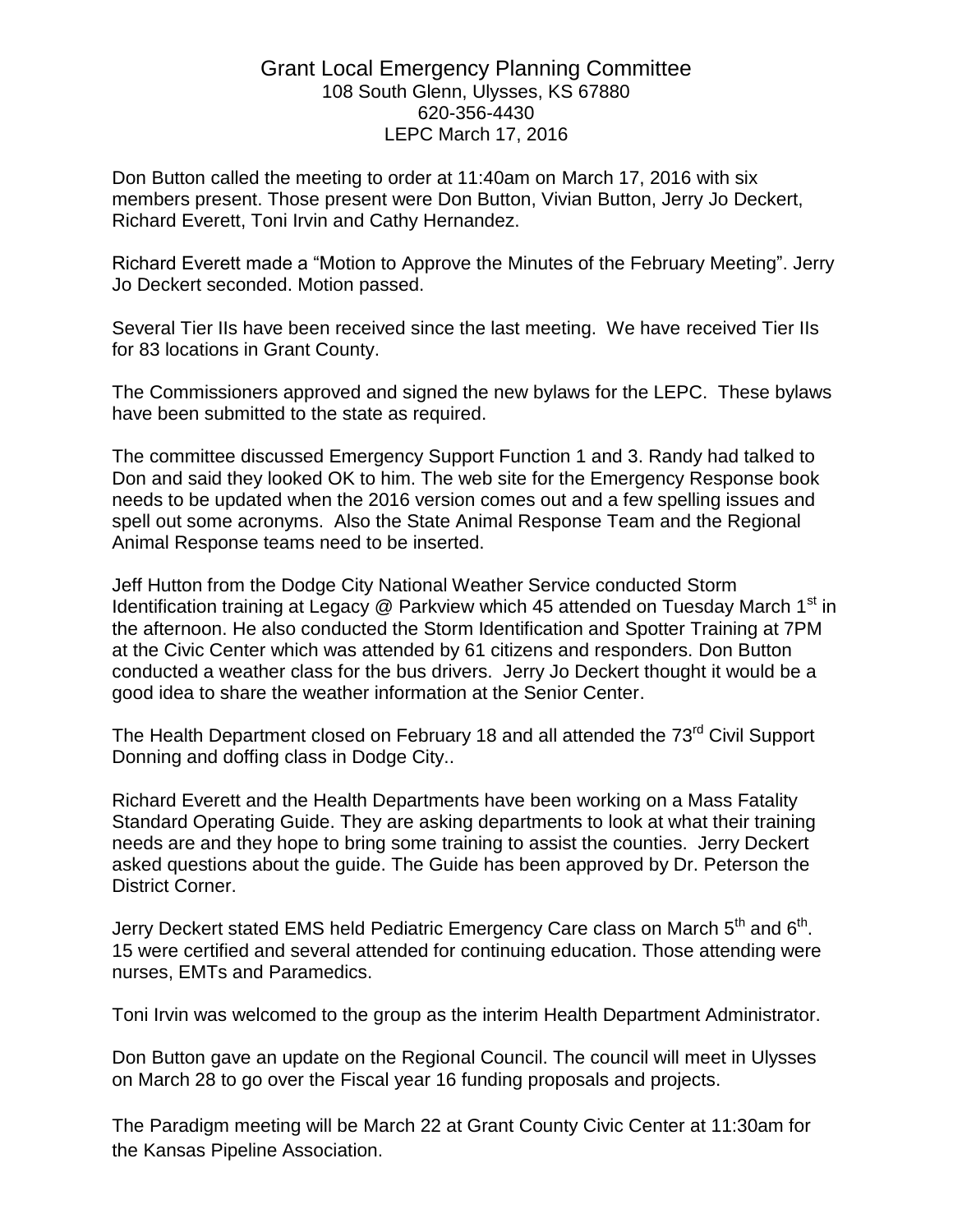# Grant Local Emergency Planning Committee

108 South Glenn, Ulysses, KS 67880
620-356-4430
LEPC March 17, 2016

Don Button called the meeting to order at 11:40am on March 17, 2016 with six members present. Those present were Don Button, Vivian Button, Jerry Jo Deckert, Richard Everett, Toni Irvin and Cathy Hernandez.

Richard Everett made a "Motion to Approve the Minutes of the February Meeting". Jerry Jo Deckert seconded. Motion passed.

Several Tier IIs have been received since the last meeting. We have received Tier IIs for 83 locations in Grant County.

The Commissioners approved and signed the new bylaws for the LEPC. These bylaws have been submitted to the state as required.

The committee discussed Emergency Support Function 1 and 3. Randy had talked to Don and said they looked OK to him. The web site for the Emergency Response book needs to be updated when the 2016 version comes out and a few spelling issues and spell out some acronyms. Also the State Animal Response Team and the Regional Animal Response teams need to be inserted.

Jeff Hutton from the Dodge City National Weather Service conducted Storm Identification training at Legacy @ Parkview which 45 attended on Tuesday March 1st in the afternoon. He also conducted the Storm Identification and Spotter Training at 7PM at the Civic Center which was attended by 61 citizens and responders. Don Button conducted a weather class for the bus drivers. Jerry Jo Deckert thought it would be a good idea to share the weather information at the Senior Center.

The Health Department closed on February 18 and all attended the 73rd Civil Support Donning and doffing class in Dodge City..

Richard Everett and the Health Departments have been working on a Mass Fatality Standard Operating Guide. They are asking departments to look at what their training needs are and they hope to bring some training to assist the counties. Jerry Deckert asked questions about the guide. The Guide has been approved by Dr. Peterson the District Corner.

Jerry Deckert stated EMS held Pediatric Emergency Care class on March 5th and 6th. 15 were certified and several attended for continuing education. Those attending were nurses, EMTs and Paramedics.

Toni Irvin was welcomed to the group as the interim Health Department Administrator.

Don Button gave an update on the Regional Council. The council will meet in Ulysses on March 28 to go over the Fiscal year 16 funding proposals and projects.

The Paradigm meeting will be March 22 at Grant County Civic Center at 11:30am for the Kansas Pipeline Association.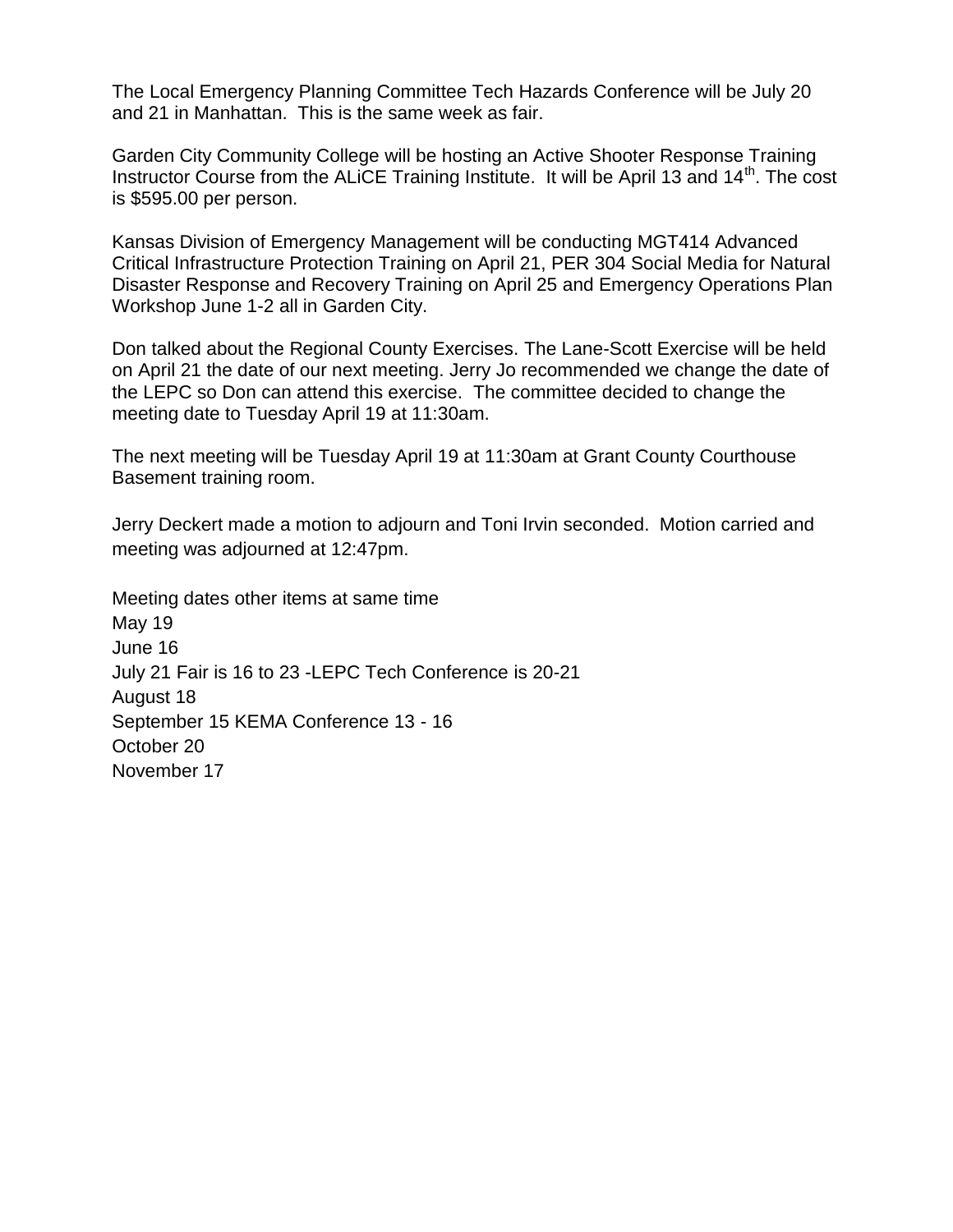The Local Emergency Planning Committee Tech Hazards Conference will be July 20 and 21 in Manhattan. This is the same week as fair.

Garden City Community College will be hosting an Active Shooter Response Training Instructor Course from the ALiCE Training Institute. It will be April 13 and 14th. The cost is $595.00 per person.

Kansas Division of Emergency Management will be conducting MGT414 Advanced Critical Infrastructure Protection Training on April 21, PER 304 Social Media for Natural Disaster Response and Recovery Training on April 25 and Emergency Operations Plan Workshop June 1-2 all in Garden City.

Don talked about the Regional County Exercises. The Lane-Scott Exercise will be held on April 21 the date of our next meeting. Jerry Jo recommended we change the date of the LEPC so Don can attend this exercise. The committee decided to change the meeting date to Tuesday April 19 at 11:30am.

The next meeting will be Tuesday April 19 at 11:30am at Grant County Courthouse Basement training room.

Jerry Deckert made a motion to adjourn and Toni Irvin seconded. Motion carried and meeting was adjourned at 12:47pm.

Meeting dates other items at same time
May 19
June 16
July 21 Fair is 16 to 23 -LEPC Tech Conference is 20-21
August 18
September 15 KEMA Conference 13 - 16
October 20
November 17